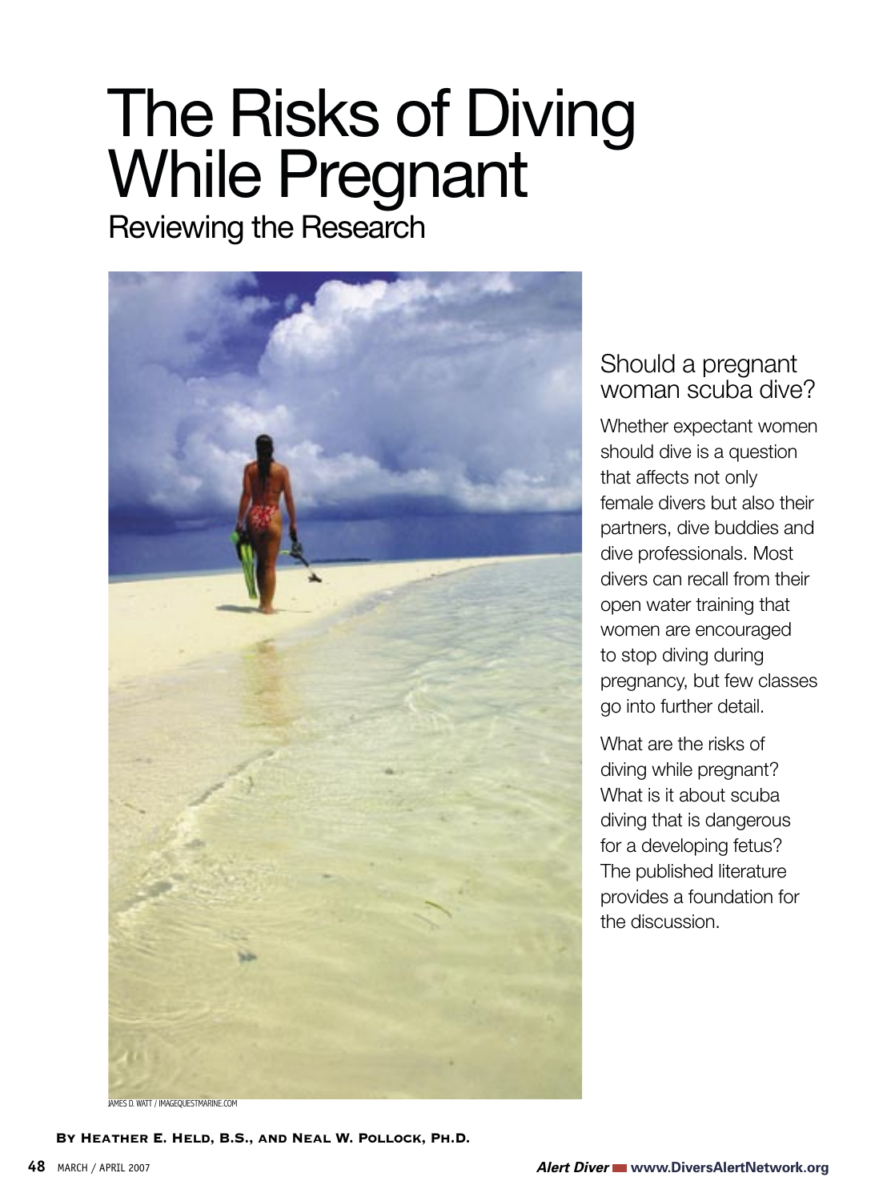# The Risks of Diving While Pregnant

## Reviewing the Research

JAMES D. WATT / IMAGEQUESTMARINE.COM

### Should a pregnant woman scuba dive?

Whether expectant women should dive is a question that affects not only female divers but also their partners, dive buddies and dive professionals. Most divers can recall from their open water training that women are encouraged to stop diving during pregnancy, but few classes go into further detail.

What are the risks of diving while pregnant? What is it about scuba diving that is dangerous for a developing fetus? The published literature provides a foundation for the discussion.

**By Heather E. Held, B.S., and Neal W. Pollock, Ph.D.**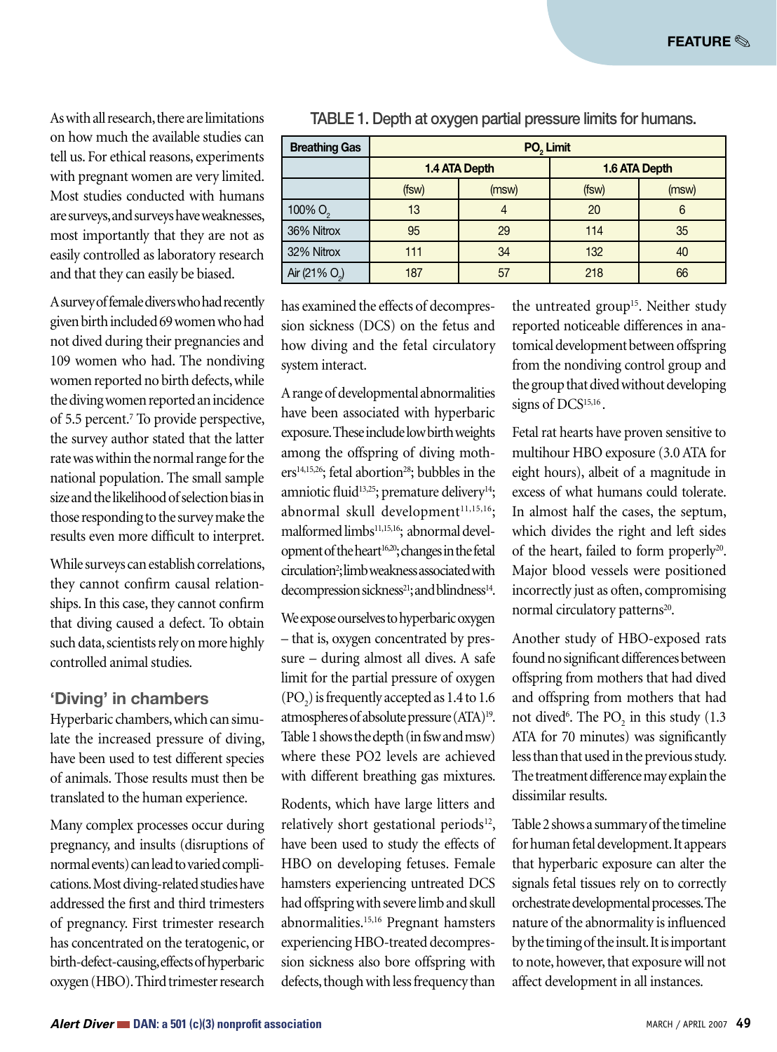As with all research, there are limitations on how much the available studies can tell us. For ethical reasons, experiments with pregnant women are very limited. Most studies conducted with humans are surveys, and surveys have weaknesses, most importantly that they are not as easily controlled as laboratory research and that they can easily be biased.

A survey of female divers who had recently given birth included 69 women who had not dived during their pregnancies and 109 women who had. The nondiving women reported no birth defects, while the diving women reported an incidence of 5.5 percent.[7] To provide perspective, the survey author stated that the latter rate was within the normal range for the national population. The small sample size and the likelihood of selection bias in those responding to the survey make the results even more difficult to interpret.

While surveys can establish correlations, they cannot confirm causal relationships. In this case, they cannot confirm that diving caused a defect. To obtain such data, scientists rely on more highly controlled animal studies.

## 'Diving' in chambers

Hyperbaric chambers, which can simulate the increased pressure of diving, have been used to test different species of animals. Those results must then be translated to the human experience.

Many complex processes occur during pregnancy, and insults (disruptions of normal events) can lead to varied complications. Most diving-related studies have addressed the first and third trimesters of pregnancy. First trimester research has concentrated on the teratogenic, or birth-defect-causing, effects of hyperbaric oxygen (HBO). Third trimester research has examined the effects of decompression sickness (DCS) on the fetus and how diving and the fetal circulatory system interact.

A range of developmental abnormalities have been associated with hyperbaric exposure. These include low birth weights among the offspring of diving mothers[14,15,26]; fetal abortion[28]; bubbles in the amniotic fluid[13,25]; premature delivery[14]; abnormal skull development[11,15,16]; malformed limbs[11,15,16]; abnormal development of the heart[16,20]; changes in the fetal circulation[2]; limb weakness associated with decompression sickness[21]; and blindness[14].

We expose ourselves to hyperbaric oxygen – that is, oxygen concentrated by pressure – during almost all dives. A safe limit for the partial pressure of oxygen ($PO_2$) is frequently accepted as 1.4 to 1.6 atmospheres of absolute pressure (ATA)[19]. Table 1 shows the depth (in fsw and msw) where these PO2 levels are achieved with different breathing gas mixtures.

**TABLE 1. Depth at oxygen partial pressure limits for humans.**

| Breathing Gas | $PO_2$ Limit | | | |
|---|---|---|---|---|
| | 1.4 ATA Depth | | 1.6 ATA Depth | |
| | (fsw) | (msw) | (fsw) | (msw) |
| 100% $O_2$ | 13 | 4 | 20 | 6 |
| 36% Nitrox | 95 | 29 | 114 | 35 |
| 32% Nitrox | 111 | 34 | 132 | 40 |
| Air (21% $O_2$) | 187 | 57 | 218 | 66 |

Rodents, which have large litters and relatively short gestational periods[12], have been used to study the effects of HBO on developing fetuses. Female hamsters experiencing untreated DCS had offspring with severe limb and skull abnormalities.[15,16] Pregnant hamsters experiencing HBO-treated decompression sickness also bore offspring with defects, though with less frequency than the untreated group[15]. Neither study reported noticeable differences in anatomical development between offspring from the nondiving control group and the group that dived without developing signs of DCS[15,16].

Fetal rat hearts have proven sensitive to multihour HBO exposure (3.0 ATA for eight hours), albeit of a magnitude in excess of what humans could tolerate. In almost half the cases, the septum, which divides the right and left sides of the heart, failed to form properly[20]. Major blood vessels were positioned incorrectly just as often, compromising normal circulatory patterns[20].

Another study of HBO-exposed rats found no significant differences between offspring from mothers that had dived and offspring from mothers that had not dived[6]. The $PO_2$ in this study (1.3 ATA for 70 minutes) was significantly less than that used in the previous study. The treatment difference may explain the dissimilar results.

Table 2 shows a summary of the timeline for human fetal development. It appears that hyperbaric exposure can alter the signals fetal tissues rely on to correctly orchestrate developmental processes. The nature of the abnormality is influenced by the timing of the insult. It is important to note, however, that exposure will not affect development in all instances.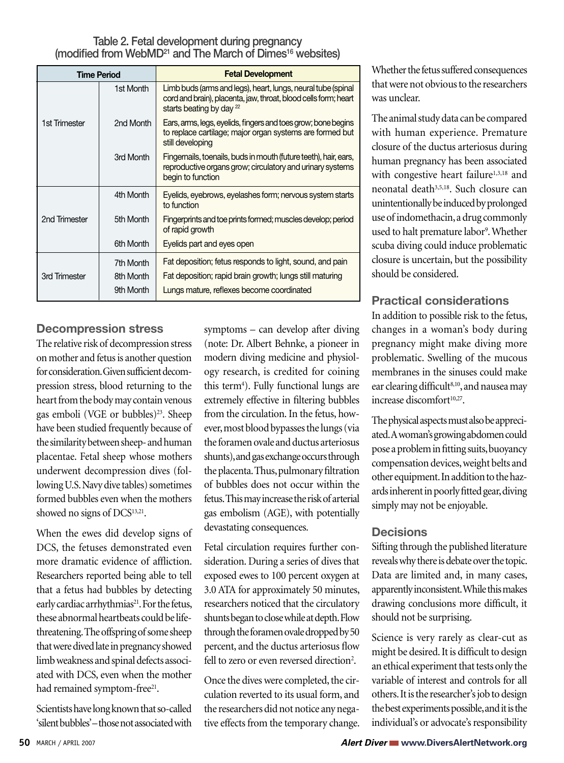Table 2. Fetal development during pregnancy (modified from WebMD[21] and The March of Dimes[16] websites)

| Time Period | | Fetal Development |
|---|---|---|
| 1st Trimester | 1st Month | Limb buds (arms and legs), heart, lungs, neural tube (spinal cord and brain), placenta, jaw, throat, blood cells form; heart starts beating by day 22 |
| | 2nd Month | Ears, arms, legs, eyelids, fingers and toes grow; bone begins to replace cartilage; major organ systems are formed but still developing |
| | 3rd Month | Fingernails, toenails, buds in mouth (future teeth), hair, ears, reproductive organs grow; circulatory and urinary systems begin to function |
| 2nd Trimester | 4th Month | Eyelids, eyebrows, eyelashes form; nervous system starts to function |
| | 5th Month | Fingerprints and toe prints formed; muscles develop; period of rapid growth |
| | 6th Month | Eyelids part and eyes open |
| 3rd Trimester | 7th Month | Fat deposition; fetus responds to light, sound, and pain |
| | 8th Month | Fat deposition; rapid brain growth; lungs still maturing |
| | 9th Month | Lungs mature, reflexes become coordinated |

## Decompression stress

The relative risk of decompression stress on mother and fetus is another question for consideration. Given sufficient decompression stress, blood returning to the heart from the body may contain venous gas emboli (VGE or bubbles)[23]. Sheep have been studied frequently because of the similarity between sheep- and human placentae. Fetal sheep whose mothers underwent decompression dives (following U.S. Navy dive tables) sometimes formed bubbles even when the mothers showed no signs of DCS[13,21].

When the ewes did develop signs of DCS, the fetuses demonstrated even more dramatic evidence of affliction. Researchers reported being able to tell that a fetus had bubbles by detecting early cardiac arrhythmias[21]. For the fetus, these abnormal heartbeats could be life-threatening. The offspring of some sheep that were dived late in pregnancy showed limb weakness and spinal defects associated with DCS, even when the mother had remained symptom-free[21].

Scientists have long known that so-called 'silent bubbles' – those not associated with symptoms – can develop after diving (note: Dr. Albert Behnke, a pioneer in modern diving medicine and physiology research, is credited for coining this term[4]). Fully functional lungs are extremely effective in filtering bubbles from the circulation. In the fetus, however, most blood bypasses the lungs (via the foramen ovale and ductus arteriosus shunts), and gas exchange occurs through the placenta. Thus, pulmonary filtration of bubbles does not occur within the fetus. This may increase the risk of arterial gas embolism (AGE), with potentially devastating consequences.

Fetal circulation requires further consideration. During a series of dives that exposed ewes to 100 percent oxygen at 3.0 ATA for approximately 50 minutes, researchers noticed that the circulatory shunts began to close while at depth. Flow through the foramen ovale dropped by 50 percent, and the ductus arteriosus flow fell to zero or even reversed direction[2].

Once the dives were completed, the circulation reverted to its usual form, and the researchers did not notice any negative effects from the temporary change. Whether the fetus suffered consequences that were not obvious to the researchers was unclear.

The animal study data can be compared with human experience. Premature closure of the ductus arteriosus during human pregnancy has been associated with congestive heart failure[1,3,18] and neonatal death[3,5,18]. Such closure can unintentionally be induced by prolonged use of indomethacin, a drug commonly used to halt premature labor[9]. Whether scuba diving could induce problematic closure is uncertain, but the possibility should be considered.

## Practical considerations

In addition to possible risk to the fetus, changes in a woman's body during pregnancy might make diving more problematic. Swelling of the mucous membranes in the sinuses could make ear clearing difficult[8,10], and nausea may increase discomfort[10,27].

The physical aspects must also be appreciated. A woman's growing abdomen could pose a problem in fitting suits, buoyancy compensation devices, weight belts and other equipment. In addition to the hazards inherent in poorly fitted gear, diving simply may not be enjoyable.

## Decisions

Sifting through the published literature reveals why there is debate over the topic. Data are limited and, in many cases, apparently inconsistent. While this makes drawing conclusions more difficult, it should not be surprising.

Science is very rarely as clear-cut as might be desired. It is difficult to design an ethical experiment that tests only the variable of interest and controls for all others. It is the researcher's job to design the best experiments possible, and it is the individual's or advocate's responsibility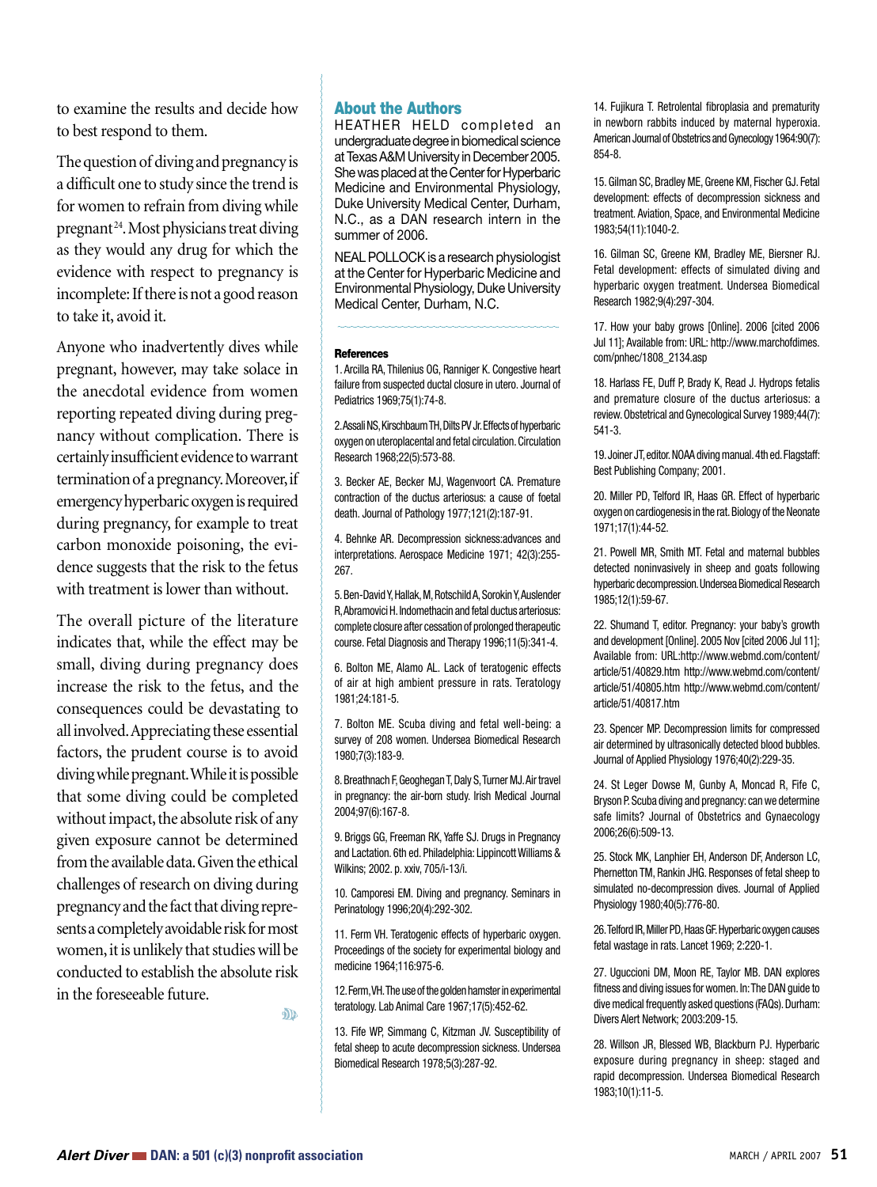to examine the results and decide how to best respond to them.

The question of diving and pregnancy is a difficult one to study since the trend is for women to refrain from diving while pregnant[24]. Most physicians treat diving as they would any drug for which the evidence with respect to pregnancy is incomplete: If there is not a good reason to take it, avoid it.

Anyone who inadvertently dives while pregnant, however, may take solace in the anecdotal evidence from women reporting repeated diving during pregnancy without complication. There is certainly insufficient evidence to warrant termination of a pregnancy. Moreover, if emergency hyperbaric oxygen is required during pregnancy, for example to treat carbon monoxide poisoning, the evidence suggests that the risk to the fetus with treatment is lower than without.

The overall picture of the literature indicates that, while the effect may be small, diving during pregnancy does increase the risk to the fetus, and the consequences could be devastating to all involved. Appreciating these essential factors, the prudent course is to avoid diving while pregnant. While it is possible that some diving could be completed without impact, the absolute risk of any given exposure cannot be determined from the available data. Given the ethical challenges of research on diving during pregnancy and the fact that diving represents a completely avoidable risk for most women, it is unlikely that studies will be conducted to establish the absolute risk in the foreseeable future.

## About the Authors

HEATHER HELD completed an undergraduate degree in biomedical science at Texas A&M University in December 2005. She was placed at the Center for Hyperbaric Medicine and Environmental Physiology, Duke University Medical Center, Durham, N.C., as a DAN research intern in the summer of 2006.

NEAL POLLOCK is a research physiologist at the Center for Hyperbaric Medicine and Environmental Physiology, Duke University Medical Center, Durham, N.C.

### References

1. Arcilla RA, Thilenius OG, Ranniger K. Congestive heart failure from suspected ductal closure in utero. Journal of Pediatrics 1969;75(1):74-8.
2. Assali NS, Kirschbaum TH, Dilts PV Jr. Effects of hyperbaric oxygen on uteroplacental and fetal circulation. Circulation Research 1968;22(5):573-88.
3. Becker AE, Becker MJ, Wagenvoort CA. Premature contraction of the ductus arteriosus: a cause of foetal death. Journal of Pathology 1977;121(2):187-91.
4. Behnke AR. Decompression sickness:advances and interpretations. Aerospace Medicine 1971; 42(3):255-267.
5. Ben-David Y, Hallak, M, Rotschild A, Sorokin Y, Auslender R, Abramovici H. Indomethacin and fetal ductus arteriosus: complete closure after cessation of prolonged therapeutic course. Fetal Diagnosis and Therapy 1996;11(5):341-4.
6. Bolton ME, Alamo AL. Lack of teratogenic effects of air at high ambient pressure in rats. Teratology 1981;24:181-5.
7. Bolton ME. Scuba diving and fetal well-being: a survey of 208 women. Undersea Biomedical Research 1980;7(3):183-9.
8. Breathnach F, Geoghegan T, Daly S, Turner MJ. Air travel in pregnancy: the air-born study. Irish Medical Journal 2004;97(6):167-8.
9. Briggs GG, Freeman RK, Yaffe SJ. Drugs in Pregnancy and Lactation. 6th ed. Philadelphia: Lippincott Williams & Wilkins; 2002. p. xxiv, 705/i-13/i.
10. Camporesi EM. Diving and pregnancy. Seminars in Perinatology 1996;20(4):292-302.
11. Ferm VH. Teratogenic effects of hyperbaric oxygen. Proceedings of the society for experimental biology and medicine 1964;116:975-6.
12. Ferm, VH. The use of the golden hamster in experimental teratology. Lab Animal Care 1967;17(5):452-62.
13. Fife WP, Simmang C, Kitzman JV. Susceptibility of fetal sheep to acute decompression sickness. Undersea Biomedical Research 1978;5(3):287-92.
14. Fujikura T. Retrolental fibroplasia and prematurity in newborn rabbits induced by maternal hyperoxia. American Journal of Obstetrics and Gynecology 1964:90(7): 854-8.
15. Gilman SC, Bradley ME, Greene KM, Fischer GJ. Fetal development: effects of decompression sickness and treatment. Aviation, Space, and Environmental Medicine 1983;54(11):1040-2.
16. Gilman SC, Greene KM, Bradley ME, Biersner RJ. Fetal development: effects of simulated diving and hyperbaric oxygen treatment. Undersea Biomedical Research 1982;9(4):297-304.
17. How your baby grows [Online]. 2006 [cited 2006 Jul 11]; Available from: URL: http://www.marchofdimes.com/pnhec/1808_2134.asp
18. Harlass FE, Duff P, Brady K, Read J. Hydrops fetalis and premature closure of the ductus arteriosus: a review. Obstetrical and Gynecological Survey 1989;44(7): 541-3.
19. Joiner JT, editor. NOAA diving manual. 4th ed. Flagstaff: Best Publishing Company; 2001.
20. Miller PD, Telford IR, Haas GR. Effect of hyperbaric oxygen on cardiogenesis in the rat. Biology of the Neonate 1971;17(1):44-52.
21. Powell MR, Smith MT. Fetal and maternal bubbles detected noninvasively in sheep and goats following hyperbaric decompression. Undersea Biomedical Research 1985;12(1):59-67.
22. Shumand T, editor. Pregnancy: your baby's growth and development [Online]. 2005 Nov [cited 2006 Jul 11]; Available from: URL:http://www.webmd.com/content/article/51/40829.htm http://www.webmd.com/content/article/51/40805.htm http://www.webmd.com/content/article/51/40817.htm
23. Spencer MP. Decompression limits for compressed air determined by ultrasonically detected blood bubbles. Journal of Applied Physiology 1976;40(2):229-35.
24. St Leger Dowse M, Gunby A, Moncad R, Fife C, Bryson P. Scuba diving and pregnancy: can we determine safe limits? Journal of Obstetrics and Gynaecology 2006;26(6):509-13.
25. Stock MK, Lanphier EH, Anderson DF, Anderson LC, Phernetton TM, Rankin JHG. Responses of fetal sheep to simulated no-decompression dives. Journal of Applied Physiology 1980;40(5):776-80.
26. Telford IR, Miller PD, Haas GF. Hyperbaric oxygen causes fetal wastage in rats. Lancet 1969; 2:220-1.
27. Uguccioni DM, Moon RE, Taylor MB. DAN explores fitness and diving issues for women. In: The DAN guide to dive medical frequently asked questions (FAQs). Durham: Divers Alert Network; 2003:209-15.
28. Willson JR, Blessed WB, Blackburn PJ. Hyperbaric exposure during pregnancy in sheep: staged and rapid decompression. Undersea Biomedical Research 1983;10(1):11-5.